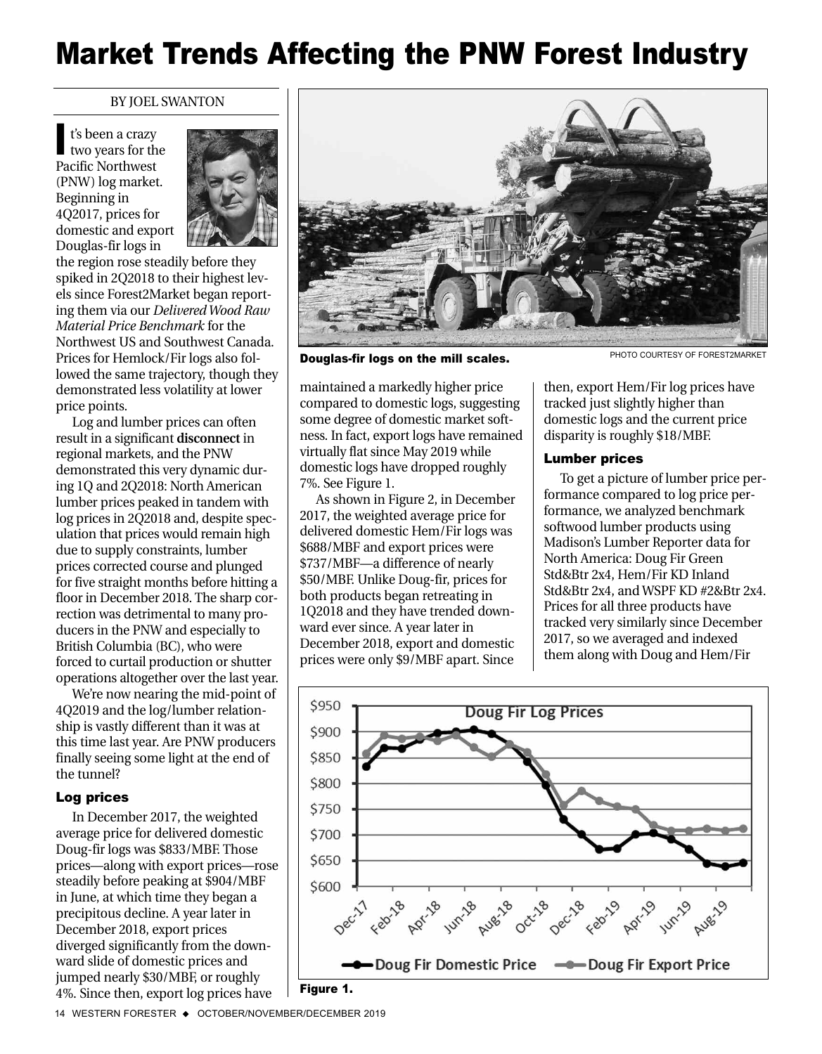# Market Trends Affecting the PNW Forest Industry

BY JOEL SWANTON

It's been a crazy two years for the Pacific Northwest (PNW) log market. Beginning in 4Q2017, prices for domestic and export Douglas-fir logs in the region rose steadily before they spiked in 2Q2018 to their highest levels since Forest2Market began reporting them via our *Delivered Wood Raw Material Price Benchmark* for the Northwest US and Southwest Canada. Prices for Hemlock/Fir logs also followed the same trajectory, though they demonstrated less volatility at lower price points.

Log and lumber prices can often result in a significant **disconnect** in regional markets, and the PNW demonstrated this very dynamic during 1Q and 2Q2018: North American lumber prices peaked in tandem with log prices in 2Q2018 and, despite speculation that prices would remain high due to supply constraints, lumber prices corrected course and plunged for five straight months before hitting a floor in December 2018. The sharp correction was detrimental to many producers in the PNW and especially to British Columbia (BC), who were forced to curtail production or shutter operations altogether over the last year.

We're now nearing the mid-point of 4Q2019 and the log/lumber relationship is vastly different than it was at this time last year. Are PNW producers finally seeing some light at the end of the tunnel?

Douglas-fir logs on the mill scales.

PHOTO COURTESY OF FOREST2MARKET

## Log prices

In December 2017, the weighted average price for delivered domestic Doug-fir logs was $833/MBF. Those prices—along with export prices—rose steadily before peaking at $904/MBF in June, at which time they began a precipitous decline. A year later in December 2018, export prices diverged significantly from the downward slide of domestic prices and jumped nearly $30/MBF, or roughly 4%. Since then, export log prices have maintained a markedly higher price compared to domestic logs, suggesting some degree of domestic market softness. In fact, export logs have remained virtually flat since May 2019 while domestic logs have dropped roughly 7%. See Figure 1.

As shown in Figure 2, in December 2017, the weighted average price for delivered domestic Hem/Fir logs was $688/MBF and export prices were $737/MBF—a difference of nearly $50/MBF. Unlike Doug-fir, prices for both products began retreating in 1Q2018 and they have trended downward ever since. A year later in December 2018, export and domestic prices were only $9/MBF apart. Since then, export Hem/Fir log prices have tracked just slightly higher than domestic logs and the current price disparity is roughly $18/MBF.

## Lumber prices

To get a picture of lumber price performance compared to log price performance, we analyzed benchmark softwood lumber products using Madison's Lumber Reporter data for North America: Doug Fir Green Std&Btr 2x4, Hem/Fir KD Inland Std&Btr 2x4, and WSPF KD #2&Btr 2x4. Prices for all three products have tracked very similarly since December 2017, so we averaged and indexed them along with Doug and Hem/Fir

**Figure 1.**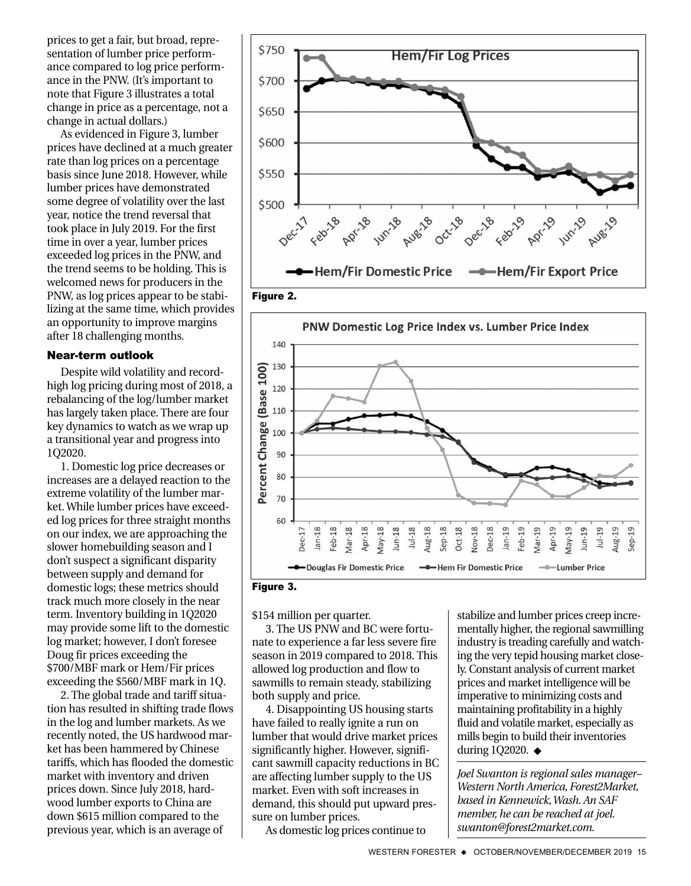prices to get a fair, but broad, representation of lumber price performance compared to log price performance in the PNW. (It's important to note that Figure 3 illustrates a total change in price as a percentage, not a change in actual dollars.)

As evidenced in Figure 3, lumber prices have declined at a much greater rate than log prices on a percentage basis since June 2018. However, while lumber prices have demonstrated some degree of volatility over the last year, notice the trend reversal that took place in July 2019. For the first time in over a year, lumber prices exceeded log prices in the PNW, and the trend seems to be holding. This is welcomed news for producers in the PNW, as log prices appear to be stabilizing at the same time, which provides an opportunity to improve margins after 18 challenging months.

### Near-term outlook

Despite wild volatility and record-high log pricing during most of 2018, a rebalancing of the log/lumber market has largely taken place. There are four key dynamics to watch as we wrap up a transitional year and progress into 1Q2020.

1. Domestic log price decreases or increases are a delayed reaction to the extreme volatility of the lumber market. While lumber prices have exceeded log prices for three straight months on our index, we are approaching the slower homebuilding season and I don't suspect a significant disparity between supply and demand for domestic logs; these metrics should track much more closely in the near term. Inventory building in 1Q2020 may provide some lift to the domestic log market; however, I don't foresee Doug fir prices exceeding the \$700/MBF mark or Hem/Fir prices exceeding the \$560/MBF mark in 1Q.

2. The global trade and tariff situation has resulted in shifting trade flows in the log and lumber markets. As we recently noted, the US hardwood market has been hammered by Chinese tariffs, which has flooded the domestic market with inventory and driven prices down. Since July 2018, hardwood lumber exports to China are down \$615 million compared to the previous year, which is an average of \$154 million per quarter.

3. The US PNW and BC were fortunate to experience a far less severe fire season in 2019 compared to 2018. This allowed log production and flow to sawmills to remain steady, stabilizing both supply and price.

4. Disappointing US housing starts have failed to really ignite a run on lumber that would drive market prices significantly higher. However, significant sawmill capacity reductions in BC are affecting lumber supply to the US market. Even with soft increases in demand, this should put upward pressure on lumber prices.

As domestic log prices continue to stabilize and lumber prices creep incrementally higher, the regional sawmilling industry is treading carefully and watching the very tepid housing market closely. Constant analysis of current market prices and market intelligence will be imperative to minimizing costs and maintaining profitability in a highly fluid and volatile market, especially as mills begin to build their inventories during 1Q2020. ◆

Hem/Fir Log Prices

\$750
\$700
\$650
\$600
\$550
\$500

Dec-17 Feb-18 Apr-18 Jun-18 Aug-18 Oct-18 Dec-18 Feb-19 Apr-19 Jun-19 Aug-19

Hem/Fir Domestic Price — Hem/Fir Export Price

**Figure 2.**

PNW Domestic Log Price Index vs. Lumber Price Index

Percent Change (Base 100)

140
130
120
110
100
90
80
70
60

Dec-17 Jan-18 Feb-18 Mar-18 Apr-18 May-18 Jun-18 Jul-18 Aug-18 Sep-18 Oct-18 Nov-18 Dec-18 Jan-19 Feb-19 Mar-19 Apr-19 May-19 Jun-19 Jul-19 Aug-19 Sep-19

Douglas Fir Domestic Price — Hem Fir Domestic Price — Lumber Price

**Figure 3.**

*Joel Swanton is regional sales manager–Western North America, Forest2Market, based in Kennewick, Wash. An SAF member, he can be reached at joel.swanton@forest2market.com.*